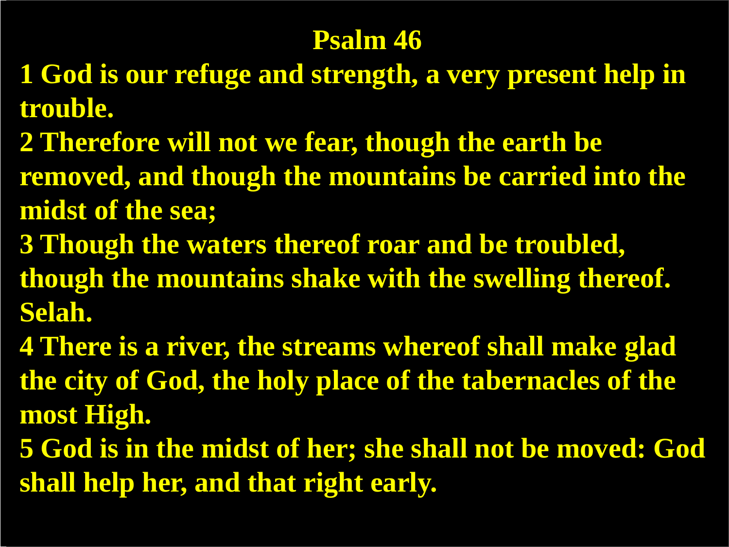# Psalm 46

**1 God is our refuge and strength, a very present help in trouble.**

**2 Therefore will not we fear, though the earth be removed, and though the mountains be carried into the midst of the sea;**

**3 Though the waters thereof roar and be troubled, though the mountains shake with the swelling thereof. Selah.**

**4 There is a river, the streams whereof shall make glad the city of God, the holy place of the tabernacles of the most High.**

**5 God is in the midst of her; she shall not be moved: God shall help her, and that right early.**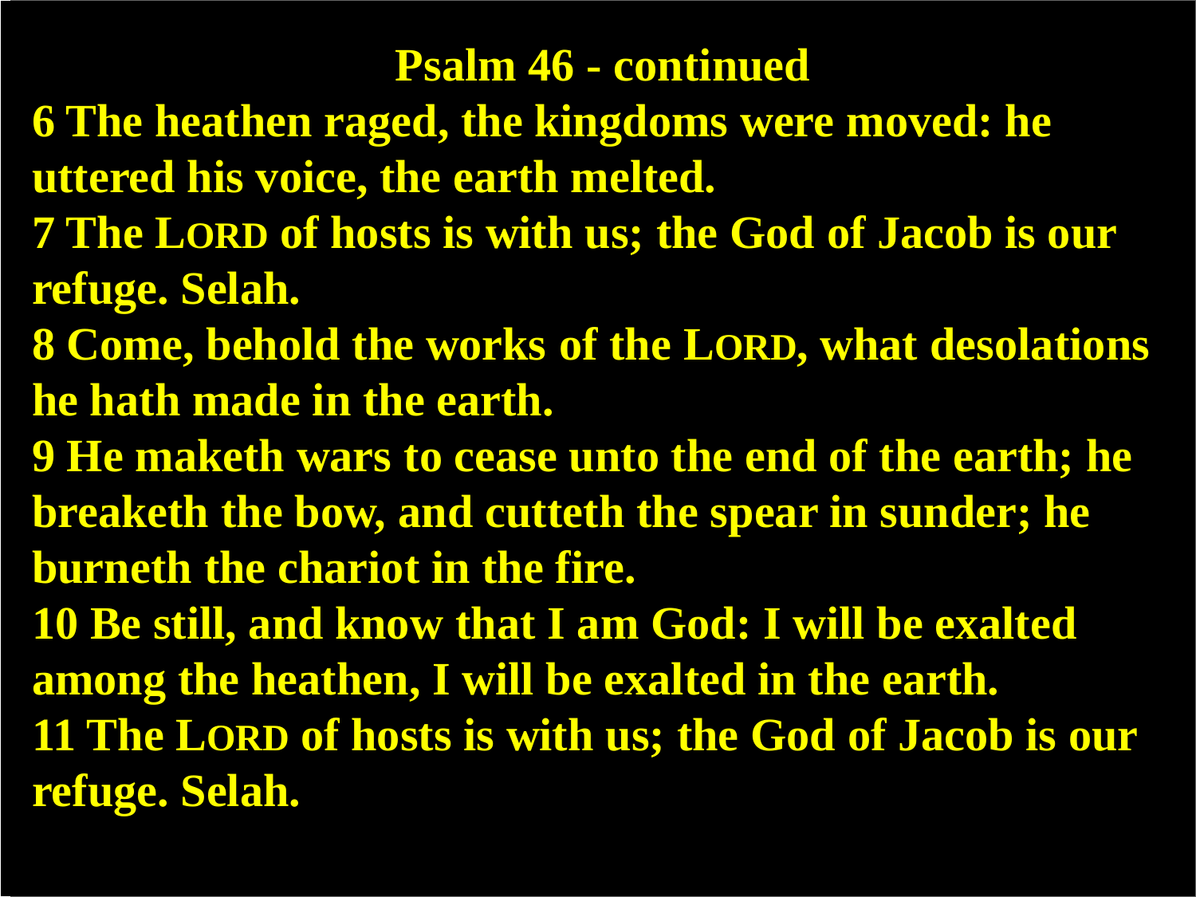# Psalm 46 - continued

**6 The heathen raged, the kingdoms were moved: he uttered his voice, the earth melted.**

**7 The LORD of hosts is with us; the God of Jacob is our refuge. Selah.**

**8 Come, behold the works of the LORD, what desolations he hath made in the earth.**

**9 He maketh wars to cease unto the end of the earth; he breaketh the bow, and cutteth the spear in sunder; he burneth the chariot in the fire.**

**10 Be still, and know that I am God: I will be exalted among the heathen, I will be exalted in the earth.**

**11 The LORD of hosts is with us; the God of Jacob is our refuge. Selah.**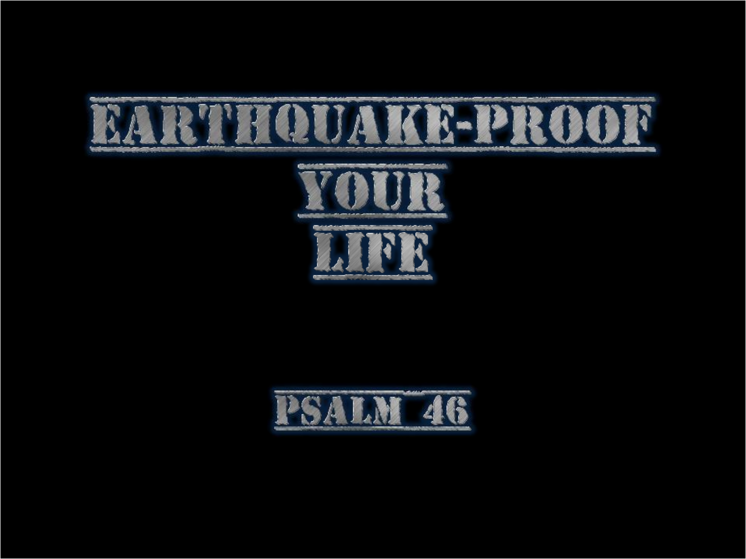# EARTHQUAKE-PROOF YOUR LIFE

## PSALM 46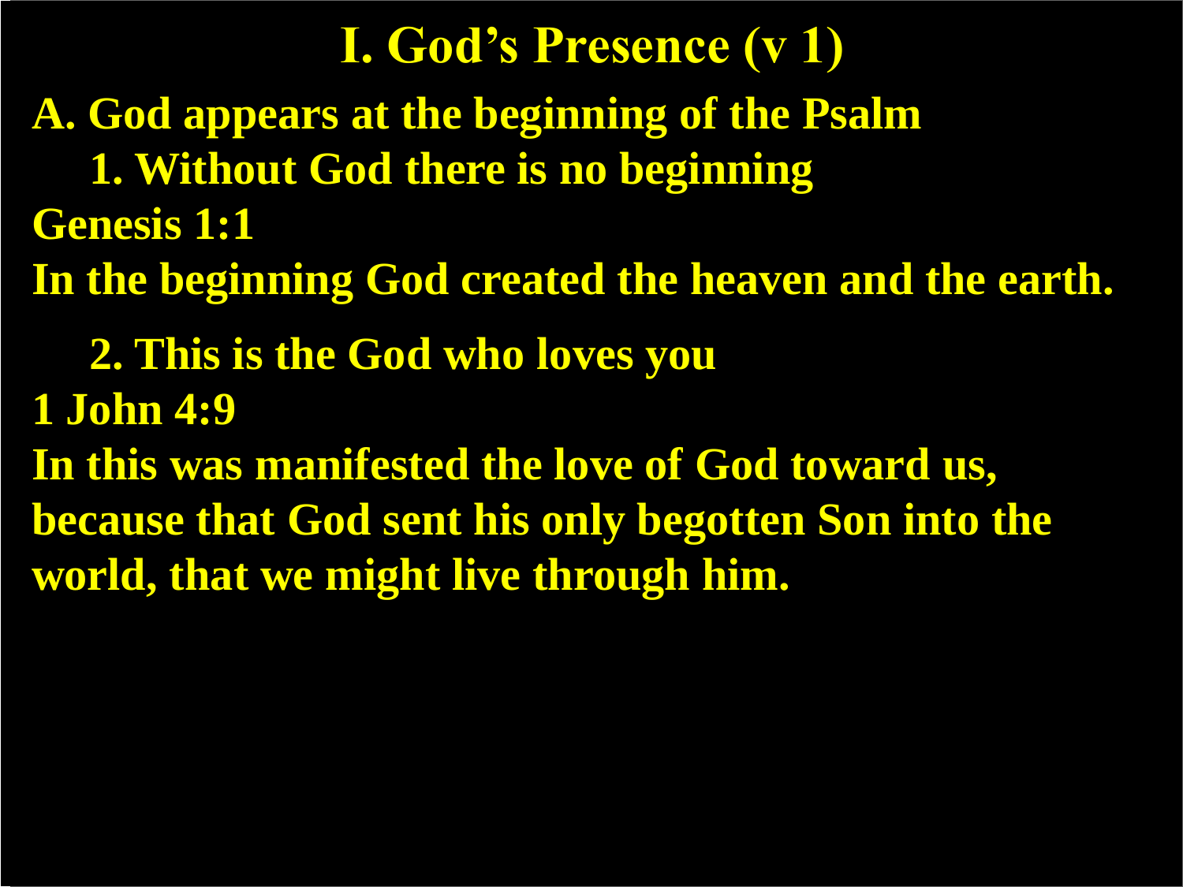# I. God's Presence (v 1)

**A. God appears at the beginning of the Psalm**

**1. Without God there is no beginning**

**Genesis 1:1**

**In the beginning God created the heaven and the earth.**

**2. This is the God who loves you**

**1 John 4:9**

**In this was manifested the love of God toward us, because that God sent his only begotten Son into the world, that we might live through him.**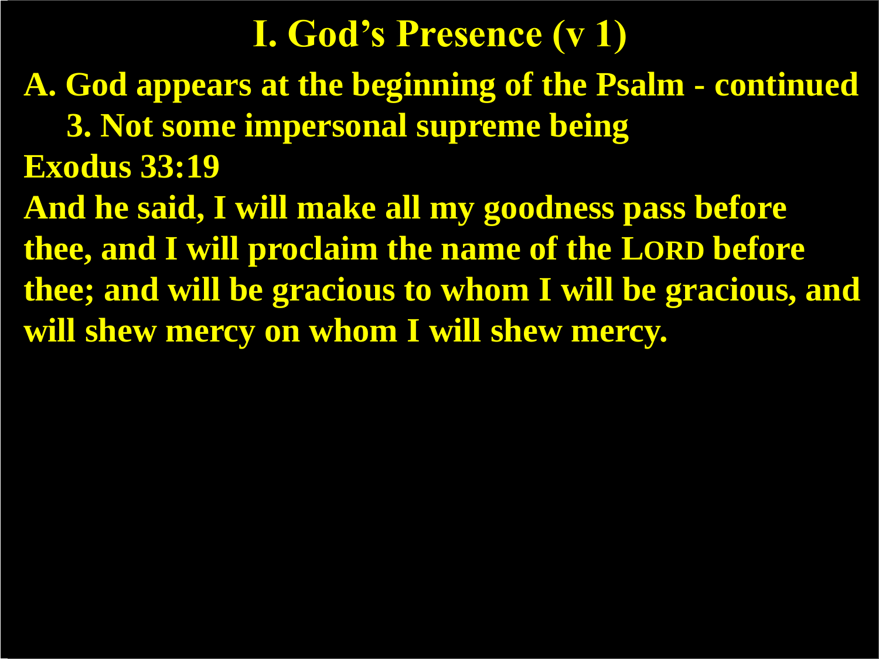# I. God's Presence (v 1)

**A. God appears at the beginning of the Psalm - continued**

**3. Not some impersonal supreme being**

**Exodus 33:19**

**And he said, I will make all my goodness pass before thee, and I will proclaim the name of the LORD before thee; and will be gracious to whom I will be gracious, and will shew mercy on whom I will shew mercy.**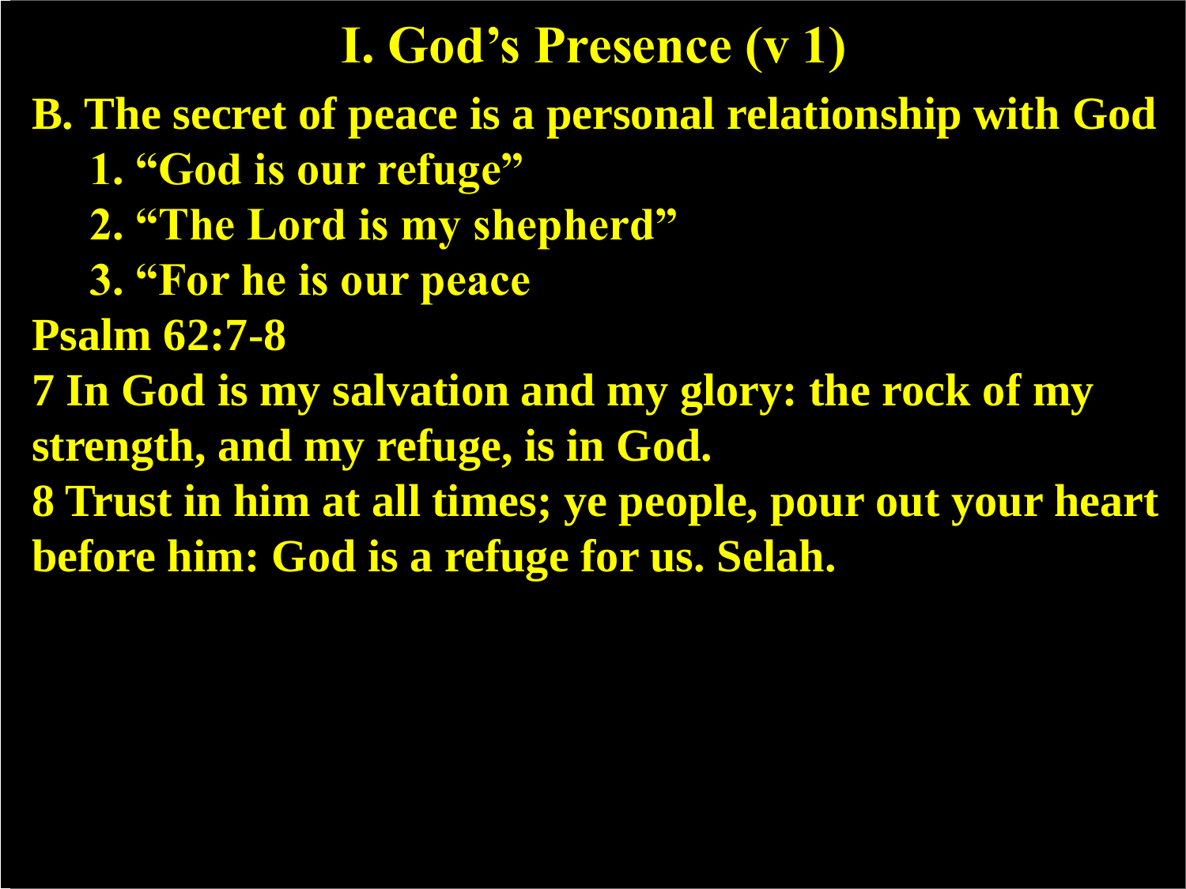# I. God's Presence (v 1)

**B. The secret of peace is a personal relationship with God**

1. **"God is our refuge"**
2. **"The Lord is my shepherd"**
3. **"For he is our peace**

**Psalm 62:7-8**

**7 In God is my salvation and my glory: the rock of my strength, and my refuge, is in God.**

**8 Trust in him at all times; ye people, pour out your heart before him: God is a refuge for us. Selah.**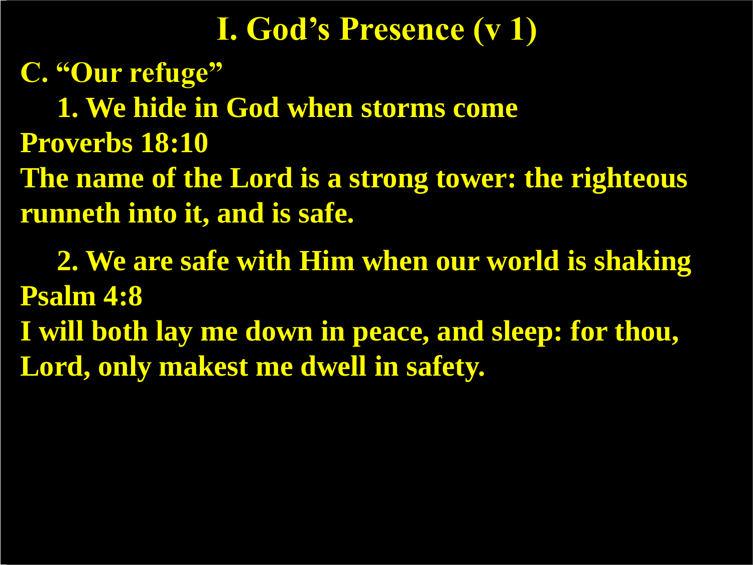# I. God's Presence (v 1)

**C. "Our refuge"**

**1. We hide in God when storms come**

**Proverbs 18:10**

**The name of the Lord is a strong tower: the righteous runneth into it, and is safe.**

**2. We are safe with Him when our world is shaking**

**Psalm 4:8**

**I will both lay me down in peace, and sleep: for thou, Lord, only makest me dwell in safety.**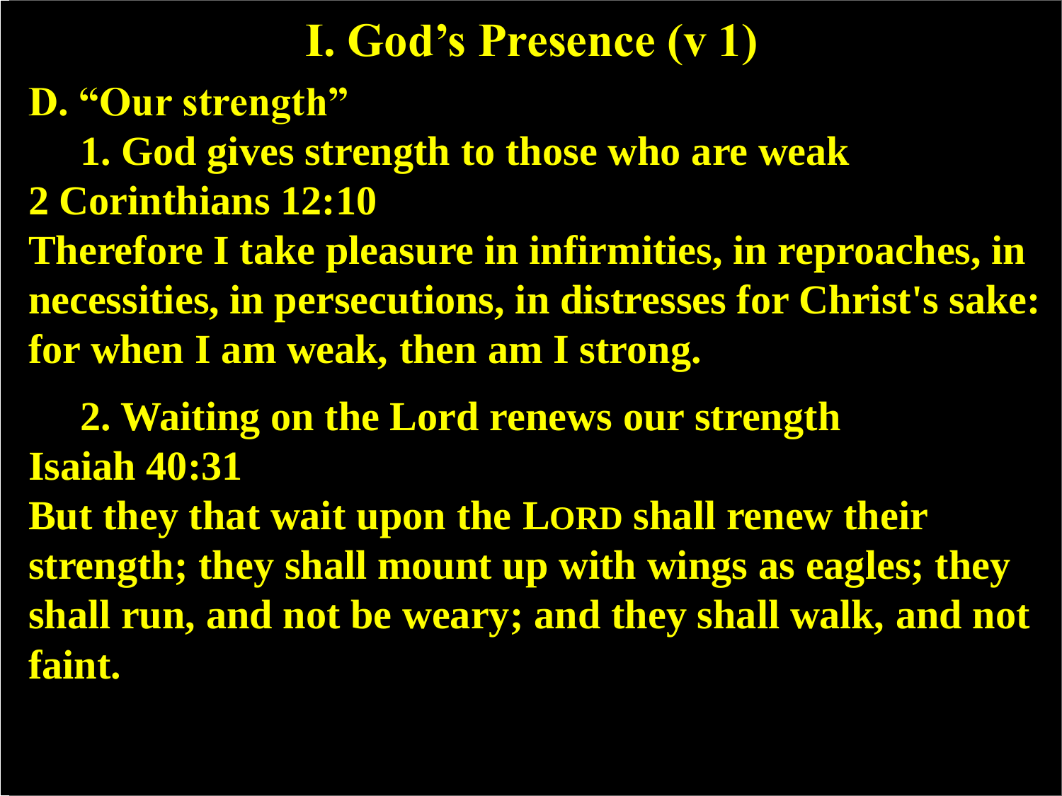# I. God's Presence (v 1)

**D. "Our strength"**

**1. God gives strength to those who are weak**

**2 Corinthians 12:10**

**Therefore I take pleasure in infirmities, in reproaches, in necessities, in persecutions, in distresses for Christ's sake: for when I am weak, then am I strong.**

**2. Waiting on the Lord renews our strength**

**Isaiah 40:31**

**But they that wait upon the LORD shall renew their strength; they shall mount up with wings as eagles; they shall run, and not be weary; and they shall walk, and not faint.**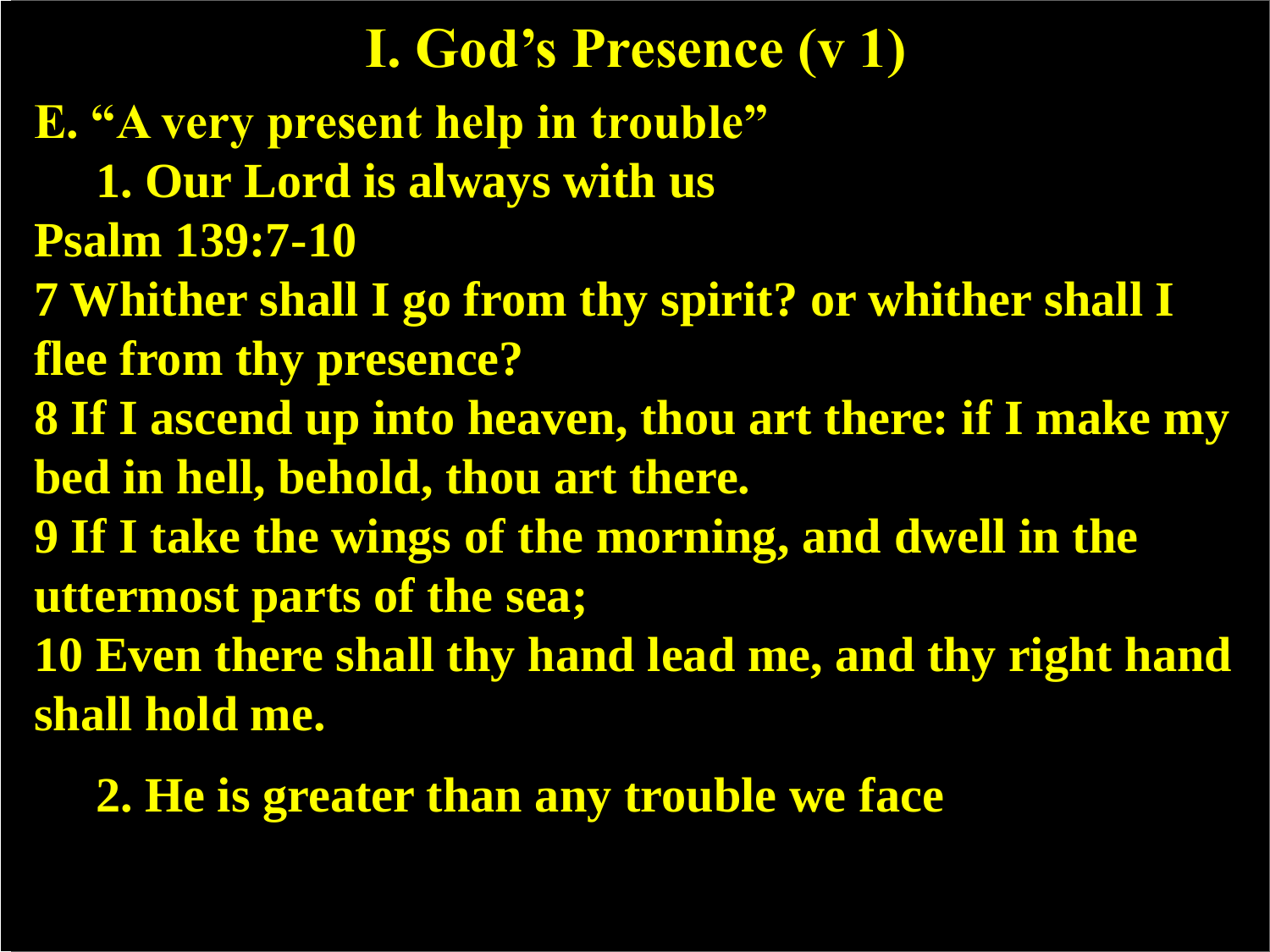# I. God's Presence (v 1)

**E. "A very present help in trouble"**

**1. Our Lord is always with us**

**Psalm 139:7-10**

**7 Whither shall I go from thy spirit? or whither shall I flee from thy presence?**

**8 If I ascend up into heaven, thou art there: if I make my bed in hell, behold, thou art there.**

**9 If I take the wings of the morning, and dwell in the uttermost parts of the sea;**

**10 Even there shall thy hand lead me, and thy right hand shall hold me.**

**2. He is greater than any trouble we face**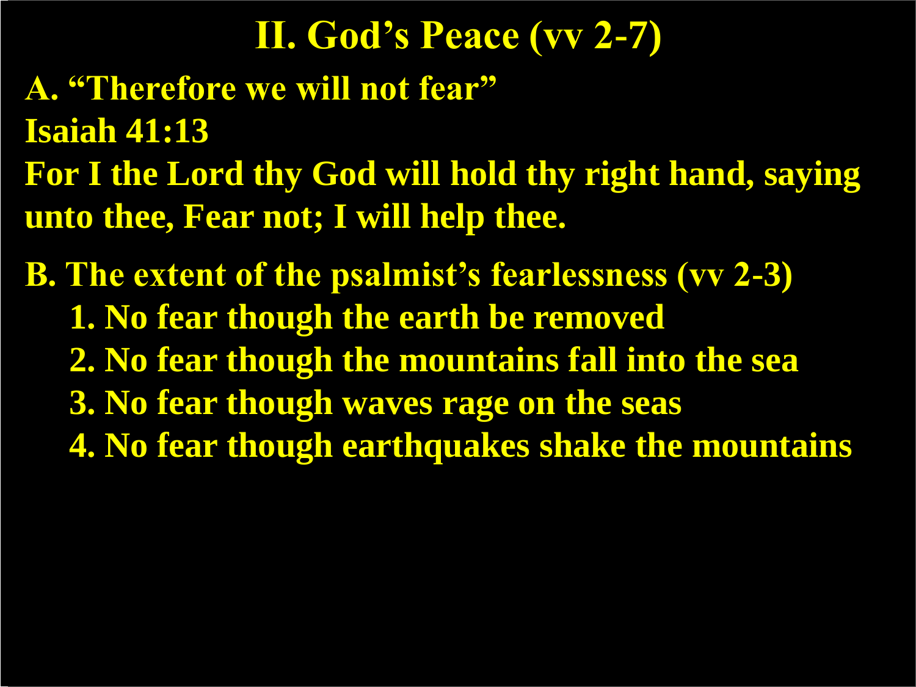# II. God's Peace (vv 2-7)

**A. "Therefore we will not fear"**

**Isaiah 41:13**

**For I the Lord thy God will hold thy right hand, saying unto thee, Fear not; I will help thee.**

**B. The extent of the psalmist's fearlessness (vv 2-3)**

1. **No fear though the earth be removed**
2. **No fear though the mountains fall into the sea**
3. **No fear though waves rage on the seas**
4. **No fear though earthquakes shake the mountains**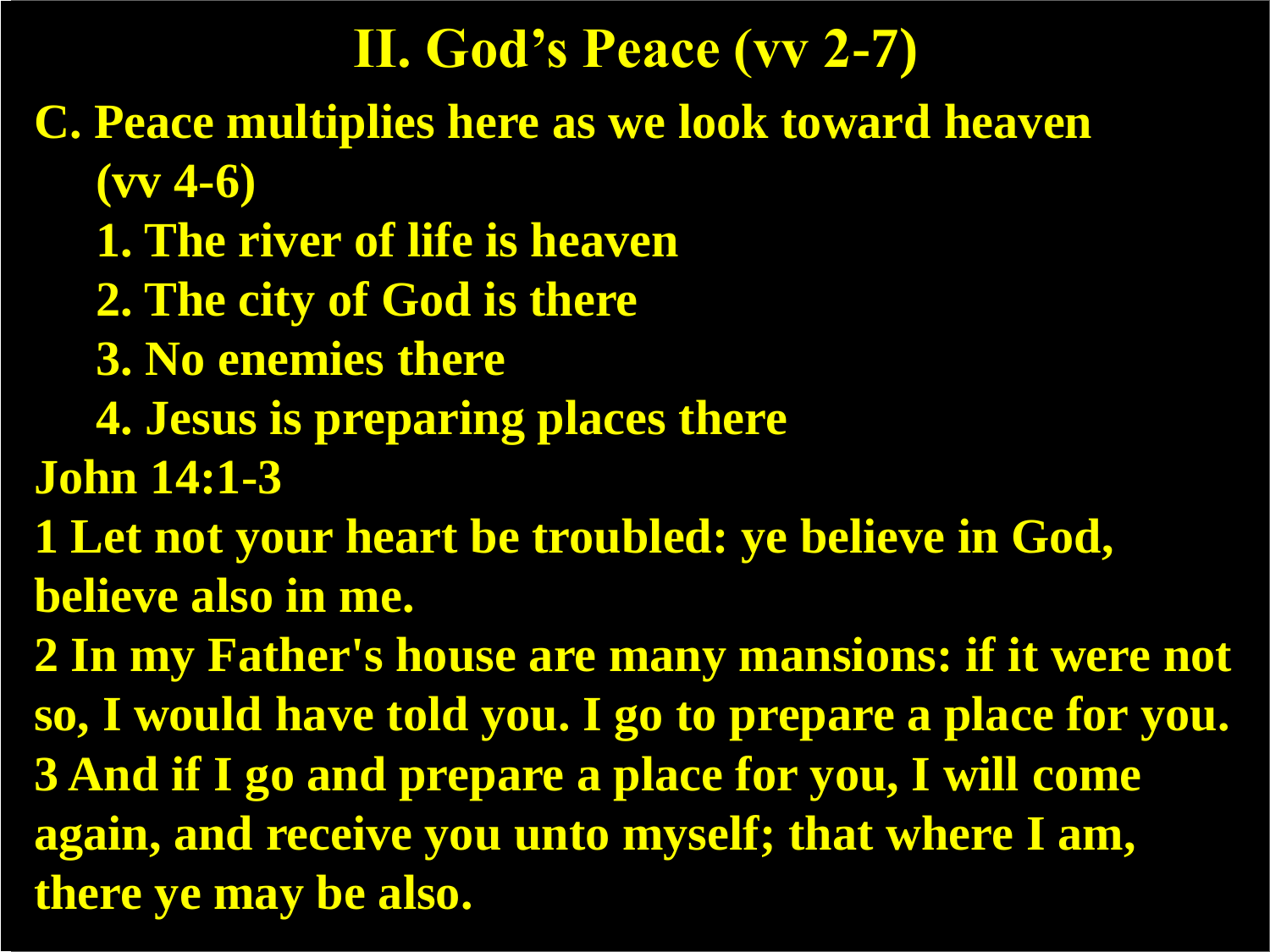# II. God's Peace (vv 2-7)

**C. Peace multiplies here as we look toward heaven (vv 4-6)**

1. **The river of life is heaven**
2. **The city of God is there**
3. **No enemies there**
4. **Jesus is preparing places there**

**John 14:1-3**

**1 Let not your heart be troubled: ye believe in God, believe also in me.**

**2 In my Father's house are many mansions: if it were not so, I would have told you. I go to prepare a place for you.**

**3 And if I go and prepare a place for you, I will come again, and receive you unto myself; that where I am, there ye may be also.**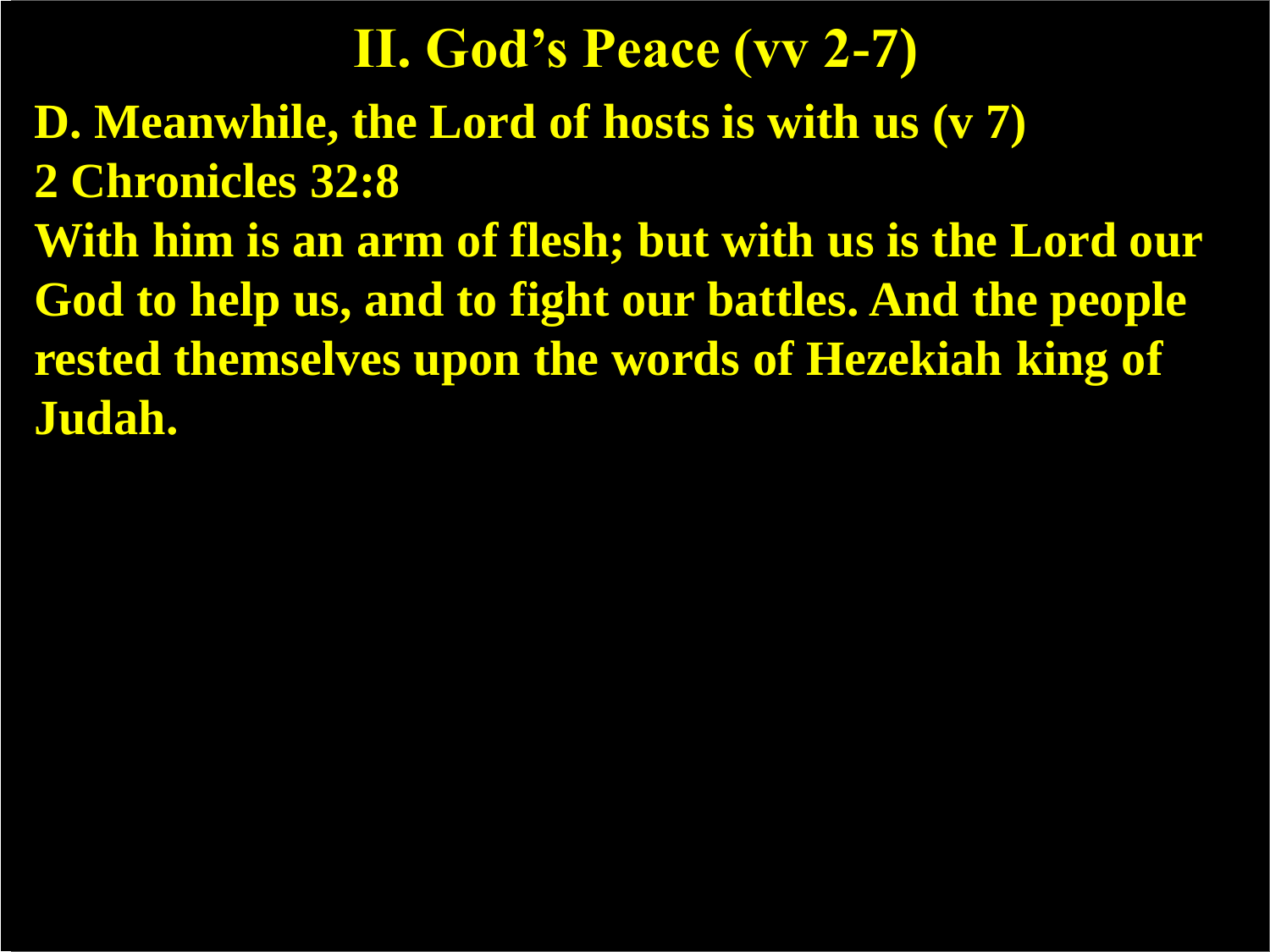# II. God's Peace (vv 2-7)

**D. Meanwhile, the Lord of hosts is with us (v 7)**

**2 Chronicles 32:8**

**With him is an arm of flesh; but with us is the Lord our God to help us, and to fight our battles. And the people rested themselves upon the words of Hezekiah king of Judah.**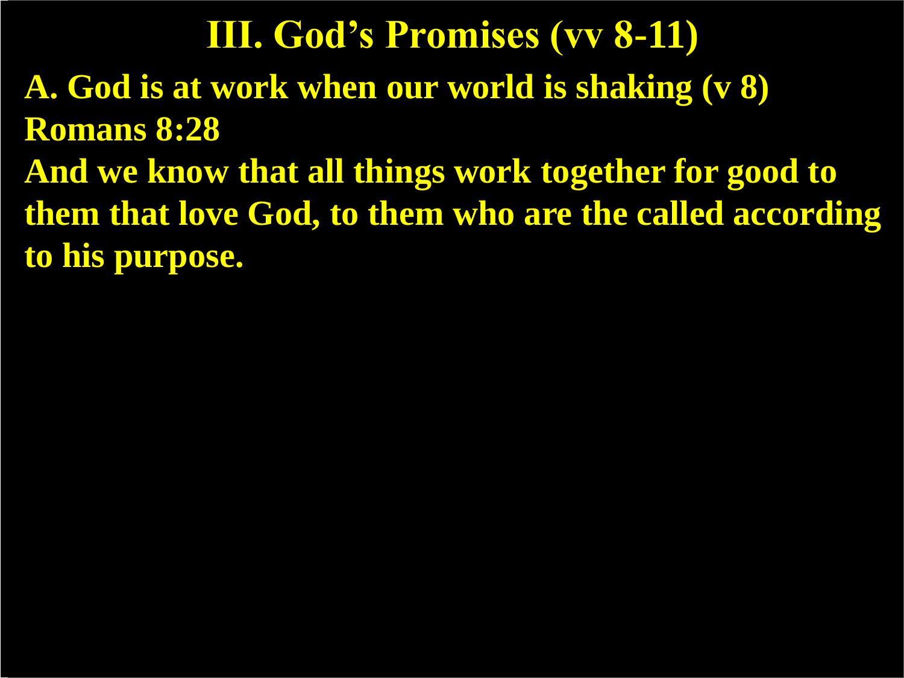# III. God's Promises (vv 8-11)

**A. God is at work when our world is shaking (v 8)**

**Romans 8:28**

**And we know that all things work together for good to them that love God, to them who are the called according to his purpose.**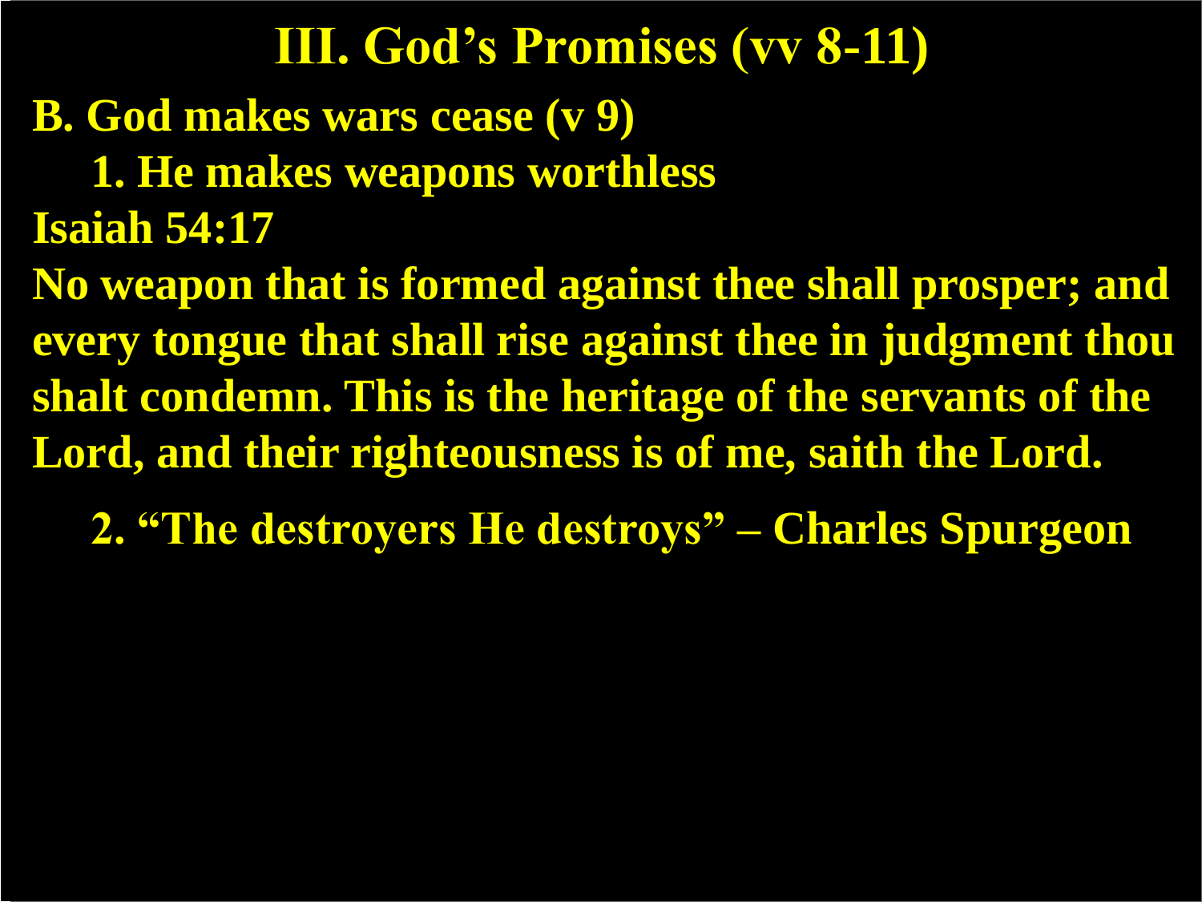# III. God's Promises (vv 8-11)

**B. God makes wars cease (v 9)**

**1. He makes weapons worthless**

**Isaiah 54:17**

**No weapon that is formed against thee shall prosper; and every tongue that shall rise against thee in judgment thou shalt condemn. This is the heritage of the servants of the Lord, and their righteousness is of me, saith the Lord.**

**2. "The destroyers He destroys" – Charles Spurgeon**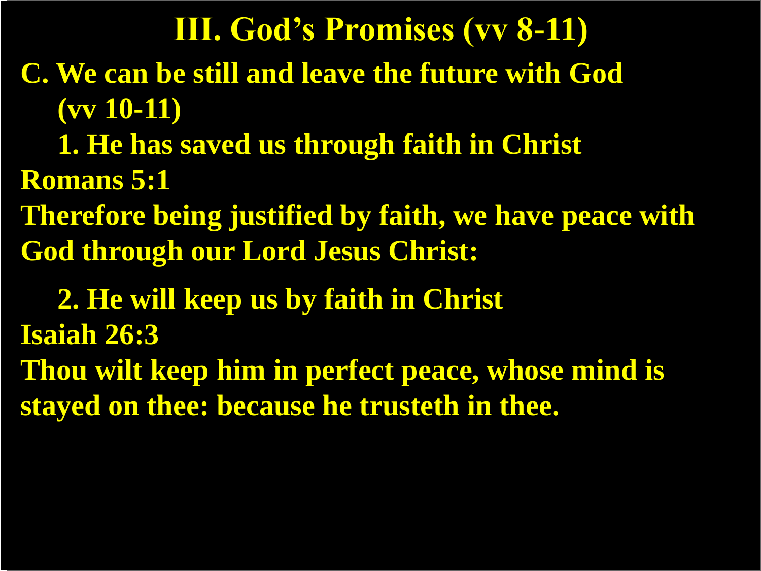# III. God's Promises (vv 8-11)

**C. We can be still and leave the future with God (vv 10-11)**

**1. He has saved us through faith in Christ**

**Romans 5:1**

**Therefore being justified by faith, we have peace with God through our Lord Jesus Christ:**

**2. He will keep us by faith in Christ**

**Isaiah 26:3**

**Thou wilt keep him in perfect peace, whose mind is stayed on thee: because he trusteth in thee.**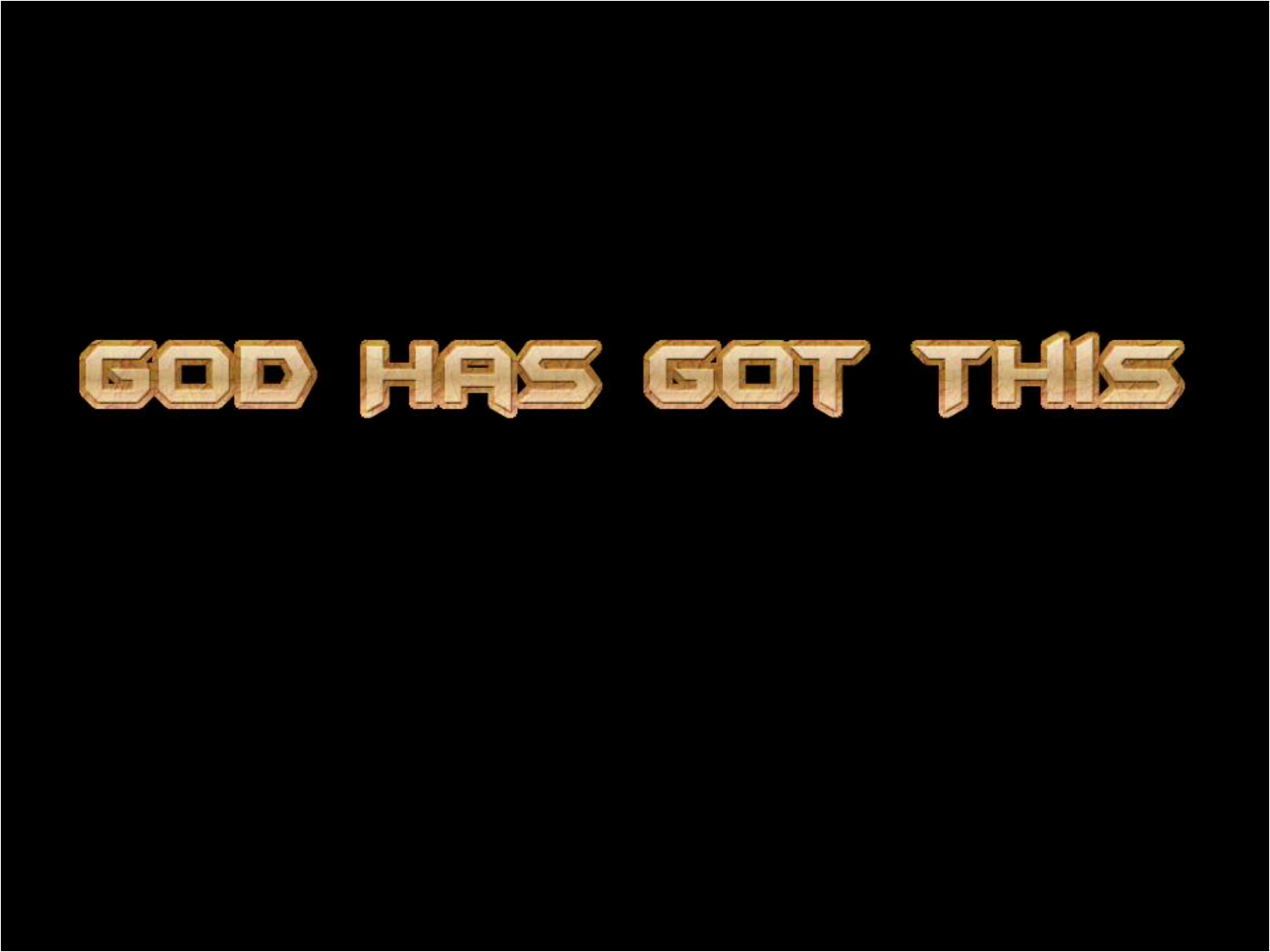GOD HAS GOT THIS